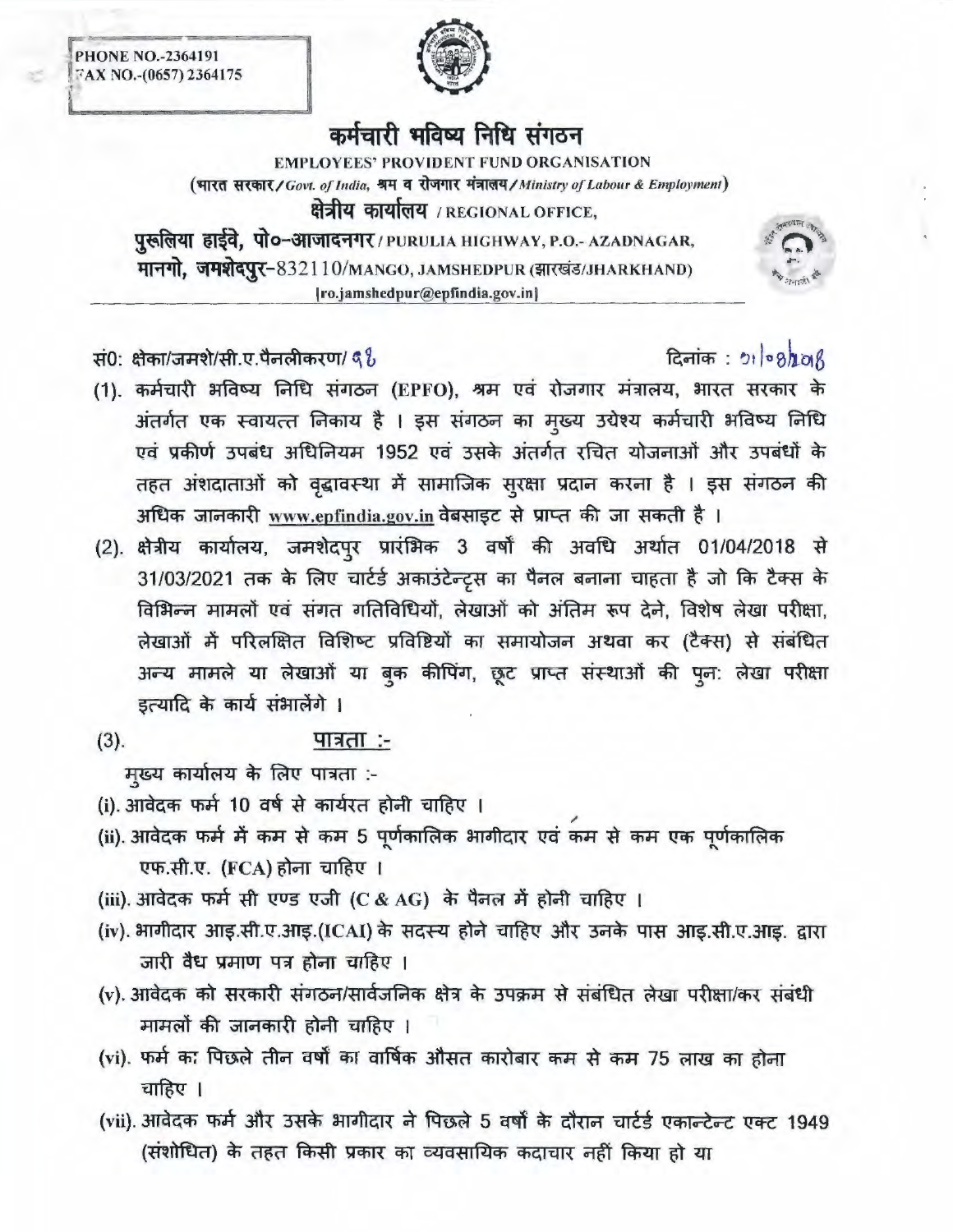PHONE NO.-2364191
FAX NO.-(0657) 2364175

# कर्मचारी भविष्य निधि संगठन

**EMPLOYEES' PROVIDENT FUND ORGANISATION**

(भारत सरकार/*Govt. of India*, श्रम व रोजगार मंत्रालय/*Ministry of Labour & Employment*)

**क्षेत्रीय कार्यालय** / REGIONAL OFFICE,

**पुरूलिया हाईवे, पो०-आजादनगर** / PURULIA HIGHWAY, P.O.- AZADNAGAR,

**मानगो, जमशेदपुर**-832110/MANGO, JAMSHEDPUR (झारखंड/JHARKHAND)

[ro.jamshedpur@epfindia.gov.in]

सं0: क्षेका/जमशे/सी.ए.पैनलीकरण/ 98 दिनांक : 01/08/2018

(1). कर्मचारी भविष्य निधि संगठन (EPFO), श्रम एवं रोजगार मंत्रालय, भारत सरकार के अंतर्गत एक स्वायत्त निकाय है । इस संगठन का मुख्य उद्येश्य कर्मचारी भविष्य निधि एवं प्रकीर्ण उपबंध अधिनियम 1952 एवं उसके अंतर्गत रचित योजनाओं और उपबंधों के तहत अंशदाताओं को वृद्धावस्था में सामाजिक सुरक्षा प्रदान करना है । इस संगठन की अधिक जानकारी www.epfindia.gov.in वेबसाइट से प्राप्त की जा सकती है ।

(2). क्षेत्रीय कार्यालय, जमशेदपुर प्रारंभिक 3 वर्षों की अवधि अर्थात 01/04/2018 से 31/03/2021 तक के लिए चार्टर्ड अकाउंटेन्ट्स का पैनल बनाना चाहता है जो कि टैक्स के विभिन्न मामलों एवं संगत गतिविधियों, लेखाओं को अंतिम रूप देने, विशेष लेखा परीक्षा, लेखाओं में परिलक्षित विशिष्ट प्रविष्टियों का समायोजन अथवा कर (टैक्स) से संबंधित अन्य मामले या लेखाओं या बुक कीपिंग, छूट प्राप्त संस्थाओं की पुन: लेखा परीक्षा इत्यादि के कार्य संभालेंगे ।

(3). **पात्रता :-**

मुख्य कार्यालय के लिए पात्रता :-

(i). आवेदक फर्म 10 वर्ष से कार्यरत होनी चाहिए ।

(ii). आवेदक फर्म में कम से कम 5 पूर्णकालिक भागीदार एवं कम से कम एक पूर्णकालिक एफ.सी.ए. (FCA) होना चाहिए ।

(iii). आवेदक फर्म सी एण्ड एजी (C & AG) के पैनल में होनी चाहिए ।

(iv). भागीदार आइ.सी.ए.आइ.(ICAI) के सदस्य होने चाहिए और उनके पास आइ.सी.ए.आइ. द्वारा जारी वैध प्रमाण पत्र होना चाहिए ।

(v). आवेदक को सरकारी संगठन/सार्वजनिक क्षेत्र के उपक्रम से संबंधित लेखा परीक्षा/कर संबंधी मामलों की जानकारी होनी चाहिए ।

(vi). फर्म का पिछले तीन वर्षों का वार्षिक औसत कारोबार कम से कम 75 लाख का होना चाहिए ।

(vii). आवेदक फर्म और उसके भागीदार ने पिछले 5 वर्षों के दौरान चार्टर्ड एकान्टेन्ट एक्ट 1949 (संशोधित) के तहत किसी प्रकार का व्यवसायिक कदाचार नहीं किया हो या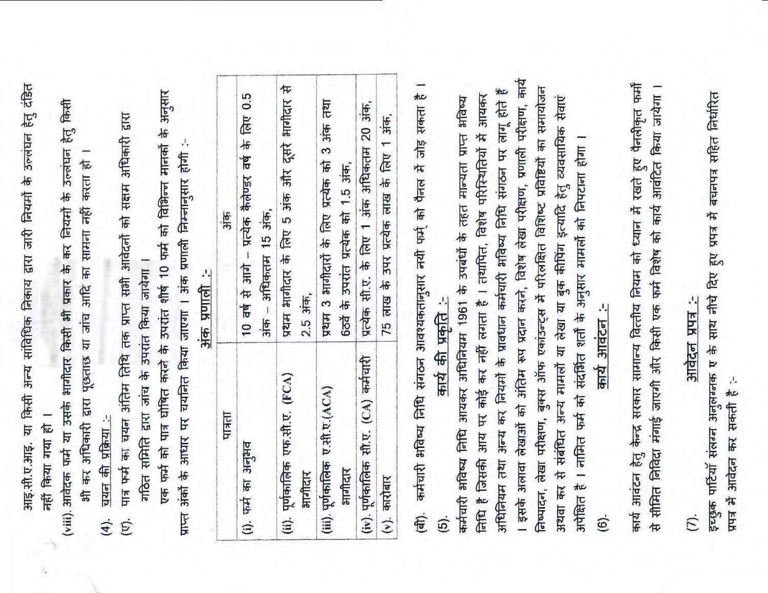आइ.सी.ए.आइ. या किसी अन्य सांविधिक निकाय द्वारा जारी नियमों के उल्लंघन हेतु दंडित नहीं किया गया हो ।

(viii). आवेदक फर्म या उसके भागीदार किसी भी प्रकार के कर नियमों के उल्लंघन हेतु किसी भी कर अधिकारी द्वारा पूछताछ या जांच आदि का सामना नहीं करता हो ।

(4). चयन की प्रक्रिया :-

(ए). पात्र फर्म का चयन अंतिम तिथि तक प्राप्त सभी आवेदनों को सक्षम अधिकारी द्वारा गठित समिति द्वारा जांच के उपरांत किया जायेगा ।

एक फर्म को पात्र घोषित करने के उपरांत शीर्ष 10 फर्म को विभिन्न मानकों के अनुसार प्राप्त अंकों के आधार पर चयनित किया जाएगा । अंक प्रणाली निम्नानुसार होगी :-

**अंक प्रणाली :-**

| पात्रता | अंक |
|---|---|
| (i). फर्म का अनुभव | 10 वर्ष से आगे – प्रत्येक कैलेण्डर वर्ष के लिए 0.5 अंक – अधिकतम 15 अंक, |
| (ii). पूर्णकालिक एफ.सी.ए. (FCA) भागीदार | प्रथम भागीदार के लिए 5 अंक और दूसरे भागीदार से 2.5 अंक, |
| (iii). पूर्णकालिक ए.सी.ए.(ACA) भागीदार | प्रथम 3 भागीदारों के लिए प्रत्येक को 3 अंक तथा 6ठवें के उपरांत प्रत्येक को 1.5 अंक, |
| (iv). पूर्णकालिक सी.ए. (CA) कर्मचारी | प्रत्येक सी.ए. के लिए 1 अंक अधिकतम 20 अंक, |
| (v). कारोबार | 75 लाख के उपर प्रत्येक लाख के लिए 1 अंक, |

(बी). कर्मचारी भविष्य निधि संगठन आवश्यकतानुसार नयी फर्म् को पैनल में जोड़ सकता है ।

(5). **कार्य की प्रकृति :-**

कर्मचारी भविष्य निधि आयकर अधिनियम 1961 के उपबंधों के तहत मान्यता प्राप्त भविष्य निधि है जिसकी आय पर कोई कर नहीं लगता है । तथापित, विशेष परिस्थितियों में आयकर अधिनियम तथा अन्य कर नियमों के प्रावधान कर्मचारी भविष्य निधि संगठन पर लागू होते हैं । इसके अलावा लेखाओं को अंतिम रूप प्रदान करने, विशेष लेखा परीक्षण, प्रणाली परीक्षण, कार्य निष्पादन, लेखा परीक्षण, बुक्स ऑफ एकांउन्ट्स में परिलक्षित विशिष्ट प्रविष्टियों का समायोजन अथवा कर से संबंधित अन्य मामलों या लेखा या बुक कीपिंग इत्यादि हेतु व्यवसायिक सेवाएं अपेक्षित है । नामित फर्म को संदर्भित शर्तों के अनुसार मामलों को निपटाना होगा ।

(6). **कार्य आवंटन :-**

कार्य आवंटन हेतु केन्द्र सरकार सामान्य वित्तीय नियम को ध्यान में रखते हुए पैनलीकृत फर्मों से सीमित निविदा मंगाई जाएगी और किसी एक फर्म विशेष को कार्य आवंटित किया जायेगा ।

(7). **आवेदन प्रपत्र :-**

इच्छुक पार्टियाँ संलग्न अनुलग्नक ए के साथ नीचे दिए हुए प्रपत्र में बचनपत्र सहित निर्धारित प्रपत्र में आवेदन कर सकती है :-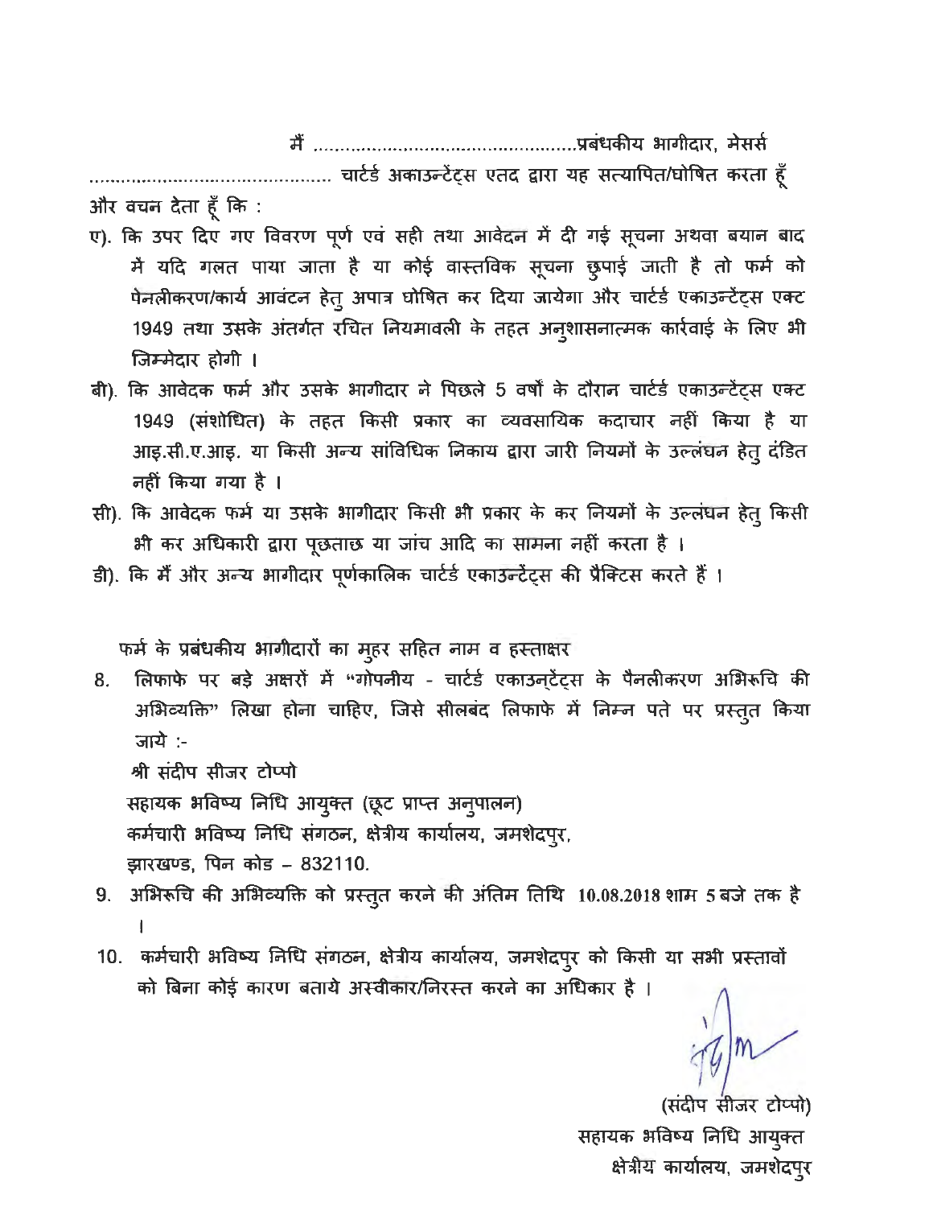मैं ..................................................प्रबंधकीय भागीदार, मेसर्स ............................................ चार्टर्ड अकाउन्टेंट्स एतद द्वारा यह सत्यापित/घोषित करता हूँ और वचन देता हूँ कि :

ए). कि उपर दिए गए विवरण पूर्ण एवं सही तथा आवेदन में दी गई सूचना अथवा बयान बाद में यदि गलत पाया जाता है या कोई वास्तविक सूचना छुपाई जाती है तो फर्म को पेनलीकरण/कार्य आवंटन हेतु अपात्र घोषित कर दिया जायेगा और चार्टर्ड एकाउन्टेंट्स एक्ट 1949 तथा उसके अंतर्गत रचित नियमावली के तहत अनुशासनात्मक कार्रवाई के लिए भी जिम्मेदार होगी ।

बी). कि आवेदक फर्म और उसके भागीदार ने पिछले 5 वर्षों के दौरान चार्टर्ड एकाउन्टेंट्स एक्ट 1949 (संशोधित) के तहत किसी प्रकार का व्यवसायिक कदाचार नहीं किया है या आइ.सी.ए.आइ. या किसी अन्य सांविधिक निकाय द्वारा जारी नियमों के उल्लंघन हेतु दंडित नहीं किया गया है ।

सी). कि आवेदक फर्म या उसके भागीदार किसी भी प्रकार के कर नियमों के उल्लंघन हेतु किसी भी कर अधिकारी द्वारा पूछताछ या जांच आदि का सामना नहीं करता है ।

डी). कि मैं और अन्य भागीदार पूर्णकालिक चार्टर्ड एकाउन्टेंट्स की प्रैक्टिस करते हैं ।

फर्म के प्रबंधकीय भागीदारों का मुहर सहित नाम व हस्ताक्षर

8. लिफाफे पर बड़े अक्षरों में "गोपनीय - चार्टर्ड एकाउन्टेंट्स के पैनलीकरण अभिरूचि की अभिव्यक्ति" लिखा होना चाहिए, जिसे सीलबंद लिफाफे में निम्न पते पर प्रस्तुत किया जाये :-

   श्री संदीप सीजर टोप्पो
   सहायक भविष्य निधि आयुक्त (छूट प्राप्त अनुपालन)
   कर्मचारी भविष्य निधि संगठन, क्षेत्रीय कार्यालय, जमशेदपुर,
   झारखण्ड, पिन कोड – 832110.

9. अभिरूचि की अभिव्यक्ति को प्रस्तुत करने की अंतिम तिथि **10.08.2018 शाम 5 बजे** तक है ।

10. कर्मचारी भविष्य निधि संगठन, क्षेत्रीय कार्यालय, जमशेदपुर को किसी या सभी प्रस्तावों को बिना कोई कारण बताये अस्वीकार/निरस्त करने का अधिकार है ।

(संदीप सीजर टोप्पो)
सहायक भविष्य निधि आयुक्त
क्षेत्रीय कार्यालय, जमशेदपुर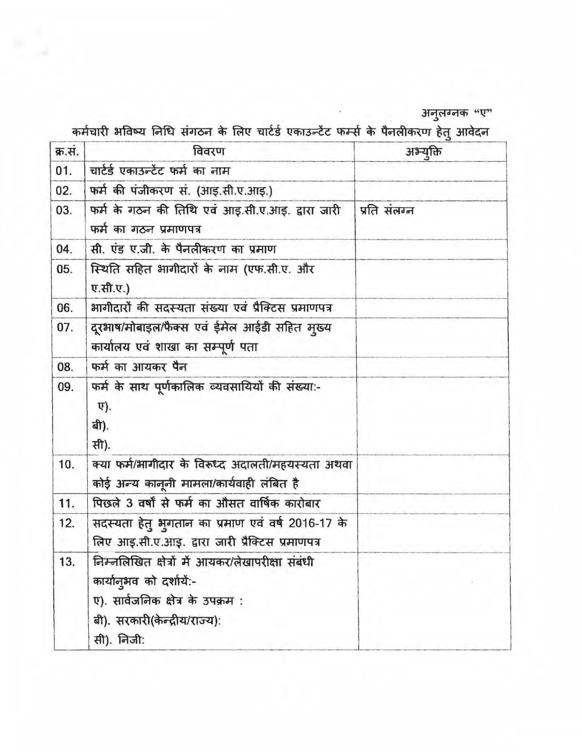अनुलग्नक "ए"

## कर्मचारी भविष्य निधि संगठन के लिए चार्टर्ड एकाउन्टेंट फर्म्स के पैनलीकरण हेतु आवेदन

| क्र.सं. | विवरण | अभ्युक्ति |
|---|---|---|
| 01. | चार्टर्ड एकाउन्टेंट फर्म का नाम | |
| 02. | फर्म की पंजीकरण सं. (आइ.सी.ए.आइ.) | |
| 03. | फर्म के गठन की तिथि एवं आइ.सी.ए.आइ. द्वारा जारी फर्म का गठन प्रमाणपत्र | प्रति संलग्न |
| 04. | सी. एंड ए.जी. के पैनलीकरण का प्रमाण | |
| 05. | स्थिति सहित भागीदारों के नाम (एफ.सी.ए. और ए.सी.ए.) | |
| 06. | भागीदारों की सदस्यता संख्या एवं प्रैक्टिस प्रमाणपत्र | |
| 07. | दूरभाष/मोबाइल/फैक्स एवं ईमेल आईडी सहित मुख्य कार्यालय एवं शाखा का सम्पूर्ण पता | |
| 08. | फर्म का आयकर पैन | |
| 09. | फर्म के साथ पूर्णकालिक व्यवसायियों की संख्या:-<br>ए).<br>बी).<br>सी). | |
| 10. | क्या फर्म/भागीदार के विरूध्द अदालती/महयस्यता अथवा कोई अन्य कानूनी मामला/कार्यवाही लंबित है | |
| 11. | पिछले 3 वर्षों से फर्म का औसत वार्षिक कारोबार | |
| 12. | सदस्यता हेतु भुगतान का प्रमाण एवं वर्ष 2016-17 के लिए आइ.सी.ए.आइ. द्वारा जारी प्रैक्टिस प्रमाणपत्र | |
| 13. | निम्नलिखित क्षेत्रों में आयकर/लेखापरीक्षा संबंधी कार्यानुभव को दर्शायें:-<br>ए). सार्वजनिक क्षेत्र के उपक्रम :<br>बी). सरकारी(केन्द्रीय/राज्य):<br>सी). निजी: | |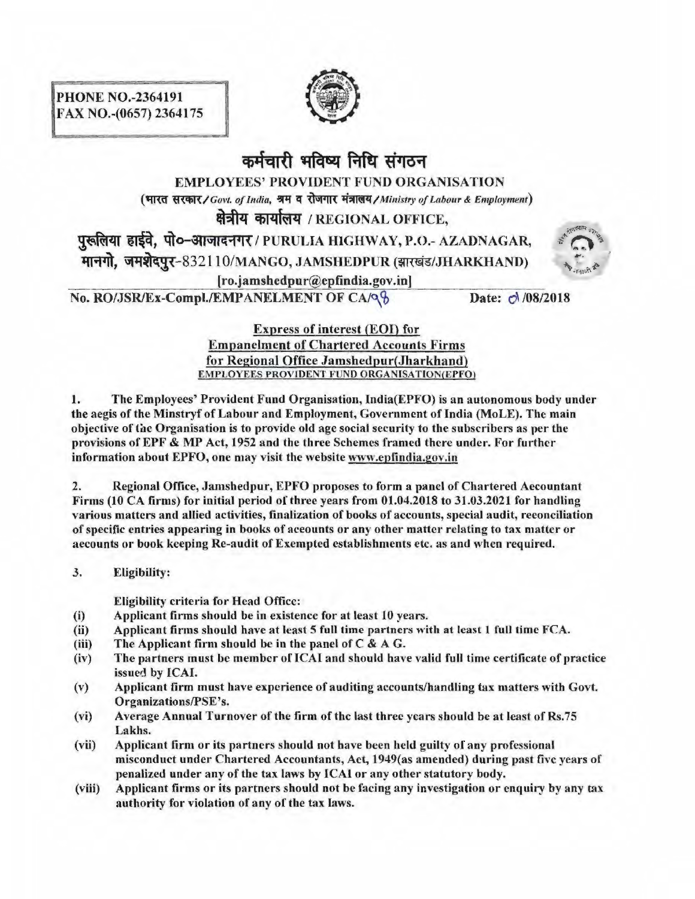PHONE NO.-2364191
FAX NO.-(0657) 2364175

# कर्मचारी भविष्य निधि संगठन

**EMPLOYEES' PROVIDENT FUND ORGANISATION**

(भारत सरकार/*Govt. of India*, श्रम व रोजगार मंत्रालय/*Ministry of Labour & Employment*)

**क्षेत्रीय कार्यालय / REGIONAL OFFICE,**

**पुरुलिया हाईवे, पो०–आजादनगर / PURULIA HIGHWAY, P.O.- AZADNAGAR,**

**मानगो, जमशेदपुर-832110/MANGO, JAMSHEDPUR (झारखंड/JHARKHAND)**

[ro.jamshedpur@epfindia.gov.in]

**No. RO/JSR/Ex-Compl./EMPANELMENT OF CA/98** **Date: 01/08/2018**

**Express of interest (EOI) for**
**Empanelment of Chartered Accounts Firms**
**for Regional Office Jamshedpur(Jharkhand)**
**EMPLOYEES PROVIDENT FUND ORGANISATION(EPFO)**

**1.** **The Employees' Provident Fund Organisation, India(EPFO) is an autonomous body under the aegis of the Minstryf of Labour and Employment, Government of India (MoLE). The main objective of the Organisation is to provide old age social security to the subscribers as per the provisions of EPF & MP Act, 1952 and the three Schemes framed there under. For further information about EPFO, one may visit the website www.epfindia.gov.in**

**2.** **Regional Office, Jamshedpur, EPFO proposes to form a panel of Chartered Accountant Firms (10 CA firms) for initial period of three years from 01.04.2018 to 31.03.2021 for handling various matters and allied activities, finalization of books of accounts, special audit, reconciliation of specific entries appearing in books of accounts or any other matter relating to tax matter or accounts or book keeping Re-audit of Exempted establishments etc. as and when required.**

**3.** **Eligibility:**

**Eligibility criteria for Head Office:**

- **(i)** **Applicant firms should be in existence for at least 10 years.**
- **(ii)** **Applicant firms should have at least 5 full time partners with at least 1 full time FCA.**
- **(iii)** **The Applicant firm should be in the panel of C & A G.**
- **(iv)** **The partners must be member of ICAI and should have valid full time certificate of practice issued by ICAI.**
- **(v)** **Applicant firm must have experience of auditing accounts/handling tax matters with Govt. Organizations/PSE's.**
- **(vi)** **Average Annual Turnover of the firm of the last three years should be at least of Rs.75 Lakhs.**
- **(vii)** **Applicant firm or its partners should not have been held guilty of any professional misconduct under Chartered Accountants, Act, 1949(as amended) during past five years of penalized under any of the tax laws by ICAI or any other statutory body.**
- **(viii)** **Applicant firms or its partners should not be facing any investigation or enquiry by any tax authority for violation of any of the tax laws.**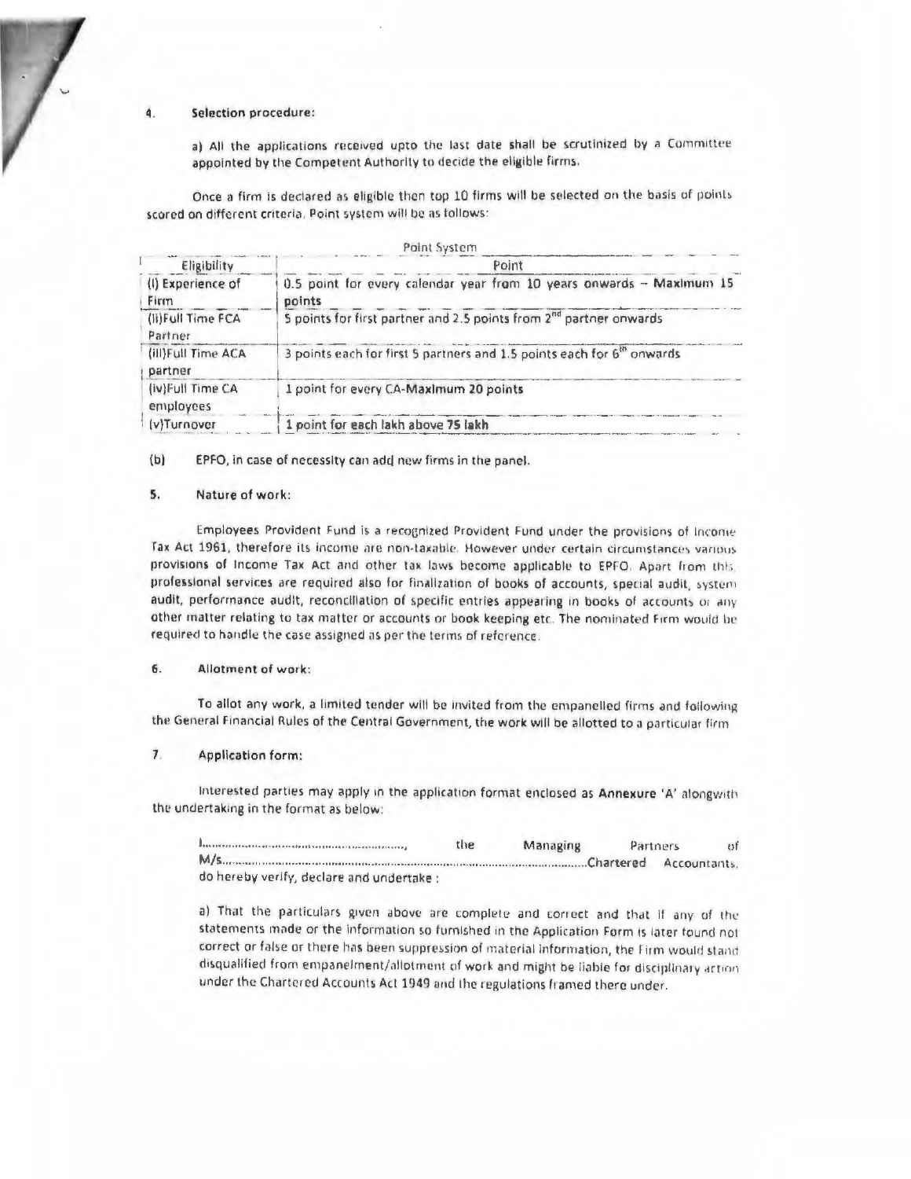4. **Selection procedure:**

a) All the applications received upto the last date shall be scrutinized by a Committee appointed by the Competent Authority to decide the eligible firms.

Once a firm is declared as eligible then top 10 firms will be selected on the basis of points scored on different criteria. Point system will be as follows:

Point System

| Eligibility | Point |
| --- | --- |
| (i) Experience of Firm | 0.5 point for every calendar year from 10 years onwards – **Maximum 15 points** |
| (ii)Full Time FCA Partner | 5 points for first partner and 2.5 points from 2nd partner onwards |
| (iii)Full Time ACA partner | 3 points each for first 5 partners and 1.5 points each for 6th onwards |
| (iv)Full Time CA employees | 1 point for every CA-**Maximum 20 points** |
| (v)Turnover | **1 point for each lakh above 75 lakh** |

(b) EPFO, in case of necessity can add new firms in the panel.

5. **Nature of work:**

Employees Provident Fund is a recognized Provident Fund under the provisions of Income Tax Act 1961, therefore its income are non-taxable. However under certain circumstances various provisions of Income Tax Act and other tax laws become applicable to EPFO. Apart from this, professional services are required also for finalization of books of accounts, special audit, system audit, performance audit, reconciliation of specific entries appearing in books of accounts or any other matter relating to tax matter or accounts or book keeping etc. The nominated Firm would be required to handle the case assigned as per the terms of reference.

6. **Allotment of work:**

To allot any work, a limited tender will be invited from the empanelled firms and following the General Financial Rules of the Central Government, the work will be allotted to a particular firm

7. **Application form:**

Interested parties may apply in the application format enclosed as **Annexure 'A'** alongwith the undertaking in the format as below:

I..........................................................., the Managing Partners of M/s.........................................................................................................Chartered Accountants, do hereby verify, declare and undertake :

a) That the particulars given above are complete and correct and that if any of the statements made or the information so furnished in the Application Form is later found not correct or false or there has been suppression of material information, the Firm would stand disqualified from empanelment/allotment of work and might be liable for disciplinary action under the Chartered Accounts Act 1949 and the regulations framed there under.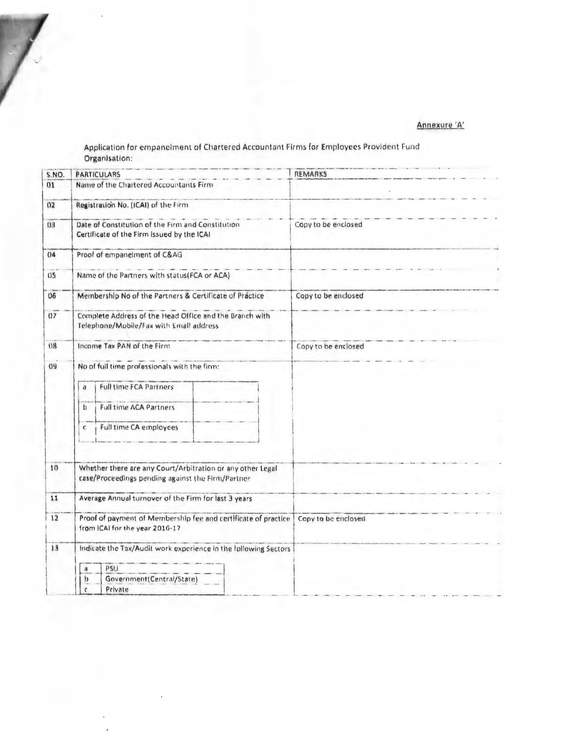Annexure 'A'

Application for empanelment of Chartered Accountant Firms for Employees Provident Fund Organisation:

| S.NO. | PARTICULARS | REMARKS |
|---|---|---|
| 01 | Name of the Chartered Accountants Firm | |
| 02 | Registration No. (ICAI) of the Firm | |
| 03 | Date of Constitution of the Firm and Constitution Certificate of the Firm issued by the ICAI | Copy to be enclosed |
| 04 | Proof of empanelment of C&AG | |
| 05 | Name of the Partners with status(FCA or ACA) | |
| 06 | Membership No of the Partners & Certificate of Practice | Copy to be enclosed |
| 07 | Complete Address of the Head Office and the Branch with Telephone/Mobile/Fax with Email address | |
| 08 | Income Tax PAN of the Firm | Copy to be enclosed |
| 09 | No of full time professionals with the firm:<br>a. Full time FCA Partners<br>b. Full time ACA Partners<br>c. Full time CA employees | |
| 10 | Whether there are any Court/Arbitration or any other Legal case/Proceedings pending against the Firm/Partner | |
| 11 | Average Annual turnover of the Firm for last 3 years | |
| 12 | Proof of payment of Membership fee and certificate of practice from ICAI for the year 2016-17 | Copy to be enclosed |
| 13 | Indicate the Tax/Audit work experience in the following Sectors<br>a. PSU<br>b. Government(Central/State)<br>c. Private | |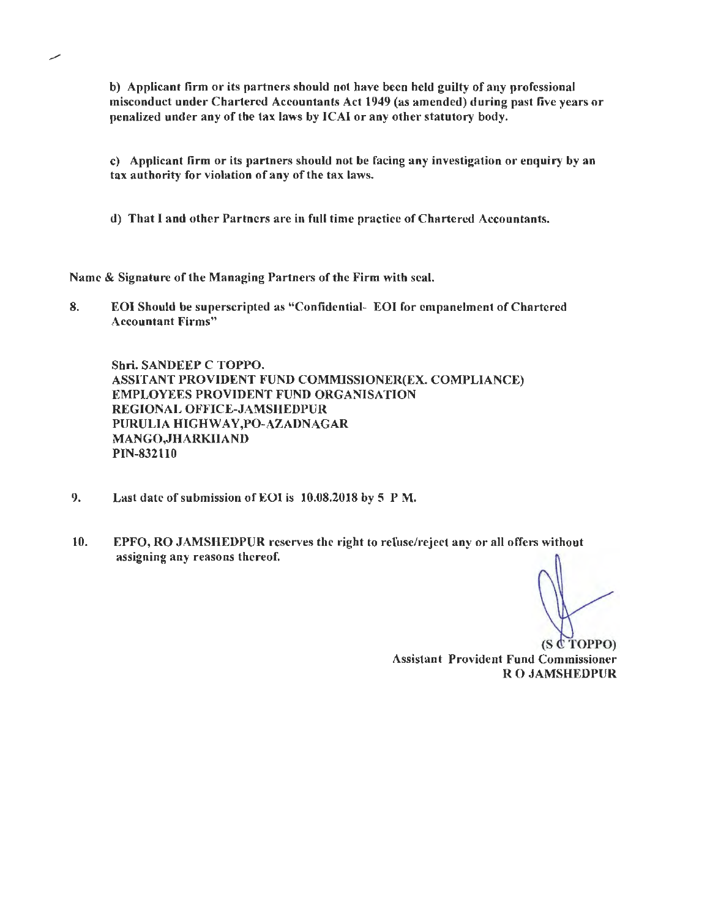**b) Applicant firm or its partners should not have been held guilty of any professional misconduct under Chartered Accountants Act 1949 (as amended) during past five years or penalized under any of the tax laws by ICAI or any other statutory body.**

**c) Applicant firm or its partners should not be facing any investigation or enquiry by an tax authority for violation of any of the tax laws.**

**d) That I and other Partners are in full time practice of Chartered Accountants.**

**Name & Signature of the Managing Partners of the Firm with seal.**

**8. EOI Should be superscripted as "Confidential- EOI for empanelment of Chartered Accountant Firms"**

**Shri. SANDEEP C TOPPO.**
**ASSITANT PROVIDENT FUND COMMISSIONER(EX. COMPLIANCE)**
**EMPLOYEES PROVIDENT FUND ORGANISATION**
**REGIONAL OFFICE-JAMSHEDPUR**
**PURULIA HIGHWAY,PO-AZADNAGAR**
**MANGO,JHARKHAND**
**PIN-832110**

**9. Last date of submission of EOI is 10.08.2018 by 5 P M.**

**10. EPFO, RO JAMSHEDPUR reserves the right to refuse/reject any or all offers without assigning any reasons thereof.**

**(S C TOPPO)**
**Assistant Provident Fund Commissioner**
**R O JAMSHEDPUR**